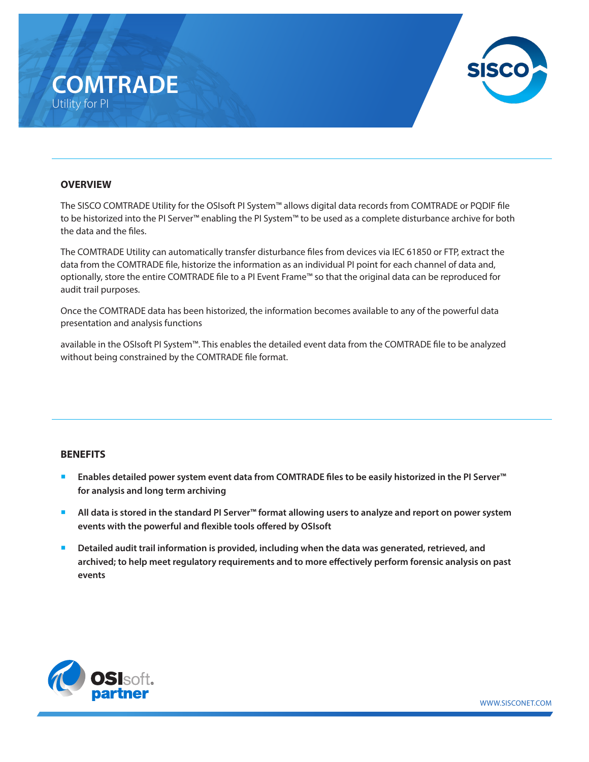# COMTRADE

Utility for PI

## OVERVIEW

The SISCO COMTRADE Utility for the OSIsoft PI System™ allows digital data records from COMTRADE or PQDIF file to be historized into the PI Server™ enabling the PI System™ to be used as a complete disturbance archive for both the data and the files.

The COMTRADE Utility can automatically transfer disturbance files from devices via IEC 61850 or FTP, extract the data from the COMTRADE file, historize the information as an individual PI point for each channel of data and, optionally, store the entire COMTRADE file to a PI Event Frame™ so that the original data can be reproduced for audit trail purposes.

Once the COMTRADE data has been historized, the information becomes available to any of the powerful data presentation and analysis functions

available in the OSIsoft PI System™. This enables the detailed event data from the COMTRADE file to be analyzed without being constrained by the COMTRADE file format.

## BENEFITS

- **Enables detailed power system event data from COMTRADE files to be easily historized in the PI Server™ for analysis and long term archiving**
- **All data is stored in the standard PI Server™ format allowing users to analyze and report on power system events with the powerful and flexible tools offered by OSIsoft**
- **Detailed audit trail information is provided, including when the data was generated, retrieved, and archived; to help meet regulatory requirements and to more effectively perform forensic analysis on past events**

OSIsoft partner

WWW.SISCONET.COM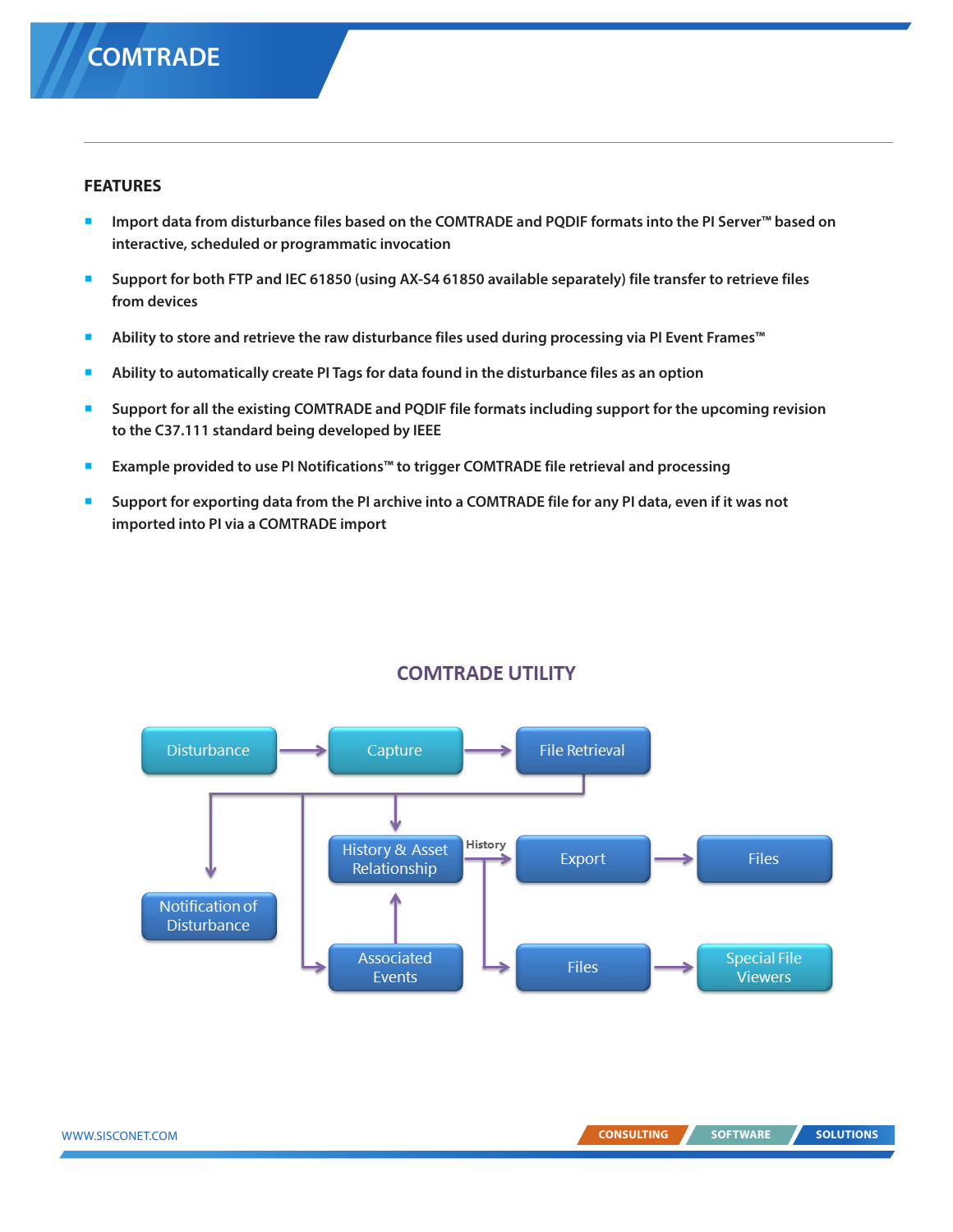# COMTRADE

## FEATURES

- Import data from disturbance files based on the COMTRADE and PQDIF formats into the PI Server™ based on interactive, scheduled or programmatic invocation
- Support for both FTP and IEC 61850 (using AX-S4 61850 available separately) file transfer to retrieve files from devices
- Ability to store and retrieve the raw disturbance files used during processing via PI Event Frames™
- Ability to automatically create PI Tags for data found in the disturbance files as an option
- Support for all the existing COMTRADE and PQDIF file formats including support for the upcoming revision to the C37.111 standard being developed by IEEE
- Example provided to use PI Notifications™ to trigger COMTRADE file retrieval and processing
- Support for exporting data from the PI archive into a COMTRADE file for any PI data, even if it was not imported into PI via a COMTRADE import

## COMTRADE UTILITY

Disturbance
Capture
File Retrieval
History & Asset Relationship
History
Export
Files
Notification of Disturbance
Associated Events
Files
Special File Viewers

WWW.SISCONET.COM